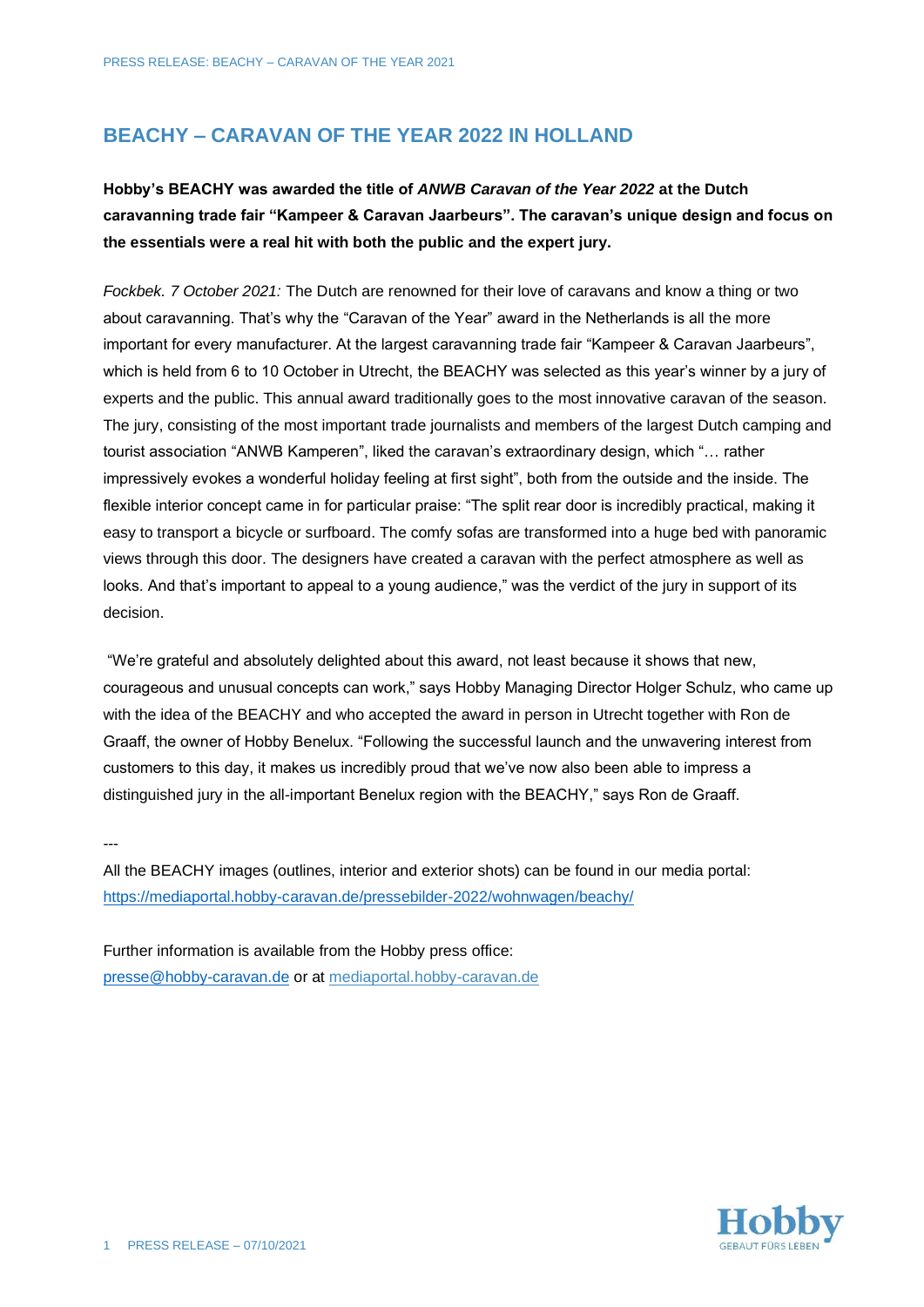# BEACHY – CARAVAN OF THE YEAR 2022 IN HOLLAND

**Hobby's BEACHY was awarded the title of *ANWB Caravan of the Year 2022* at the Dutch caravanning trade fair "Kampeer & Caravan Jaarbeurs". The caravan's unique design and focus on the essentials were a real hit with both the public and the expert jury.**

*Fockbek. 7 October 2021:* The Dutch are renowned for their love of caravans and know a thing or two about caravanning. That's why the "Caravan of the Year" award in the Netherlands is all the more important for every manufacturer. At the largest caravanning trade fair "Kampeer & Caravan Jaarbeurs", which is held from 6 to 10 October in Utrecht, the BEACHY was selected as this year's winner by a jury of experts and the public. This annual award traditionally goes to the most innovative caravan of the season. The jury, consisting of the most important trade journalists and members of the largest Dutch camping and tourist association "ANWB Kamperen", liked the caravan's extraordinary design, which "… rather impressively evokes a wonderful holiday feeling at first sight", both from the outside and the inside. The flexible interior concept came in for particular praise: "The split rear door is incredibly practical, making it easy to transport a bicycle or surfboard. The comfy sofas are transformed into a huge bed with panoramic views through this door. The designers have created a caravan with the perfect atmosphere as well as looks. And that's important to appeal to a young audience," was the verdict of the jury in support of its decision.

"We're grateful and absolutely delighted about this award, not least because it shows that new, courageous and unusual concepts can work," says Hobby Managing Director Holger Schulz, who came up with the idea of the BEACHY and who accepted the award in person in Utrecht together with Ron de Graaff, the owner of Hobby Benelux. "Following the successful launch and the unwavering interest from customers to this day, it makes us incredibly proud that we've now also been able to impress a distinguished jury in the all-important Benelux region with the BEACHY," says Ron de Graaff.

---

All the BEACHY images (outlines, interior and exterior shots) can be found in our media portal: https://mediaportal.hobby-caravan.de/pressebilder-2022/wohnwagen/beachy/

Further information is available from the Hobby press office:
presse@hobby-caravan.de or at mediaportal.hobby-caravan.de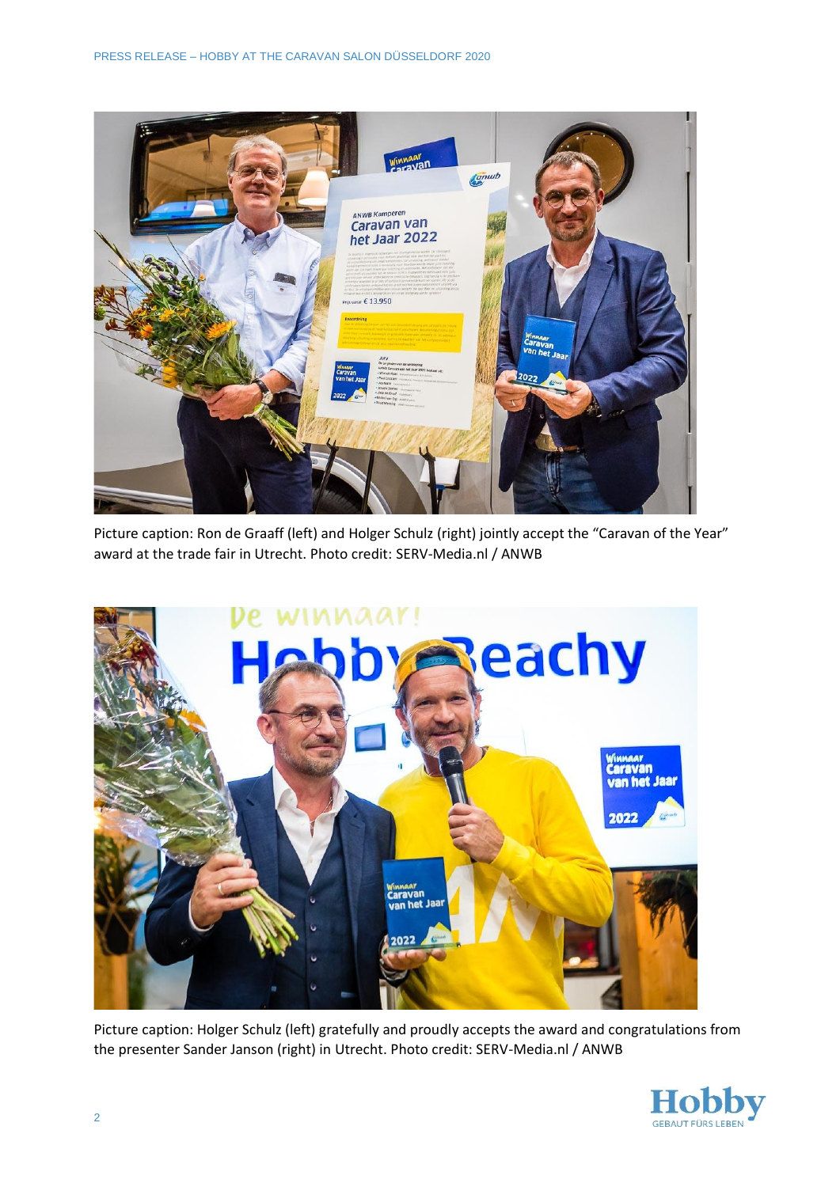Picture caption: Ron de Graaff (left) and Holger Schulz (right) jointly accept the “Caravan of the Year” award at the trade fair in Utrecht. Photo credit: SERV-Media.nl / ANWB

Picture caption: Holger Schulz (left) gratefully and proudly accepts the award and congratulations from the presenter Sander Janson (right) in Utrecht. Photo credit: SERV-Media.nl / ANWB